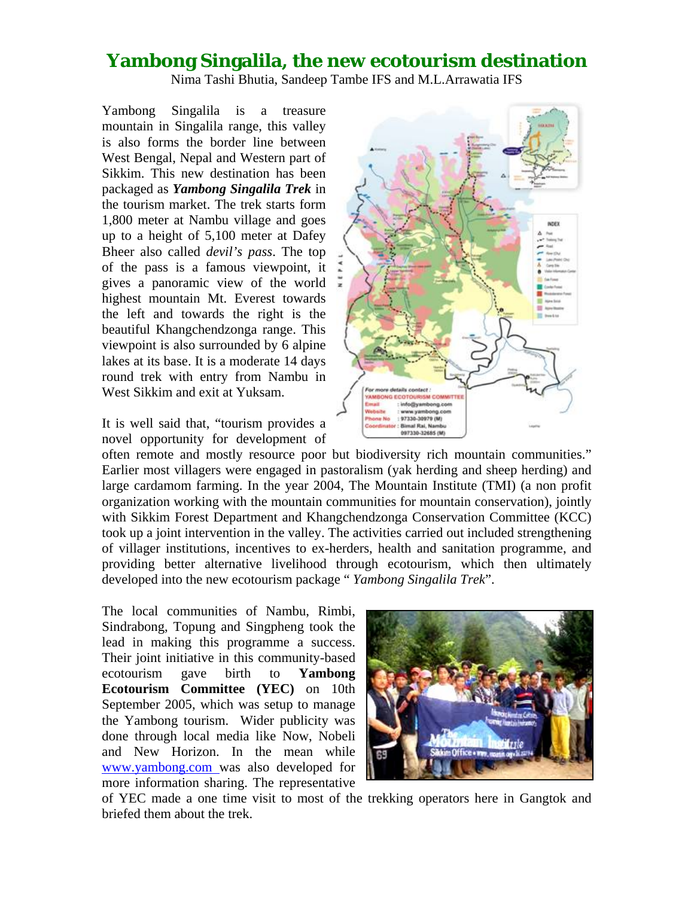# Yambong Singalila, the new ecotourism destination

Nima Tashi Bhutia, Sandeep Tambe IFS and M.L.Arrawatia IFS

Yambong Singalila is a treasure mountain in Singalila range, this valley is also forms the border line between West Bengal, Nepal and Western part of Sikkim. This new destination has been packaged as ***Yambong Singalila Trek*** in the tourism market. The trek starts form 1,800 meter at Nambu village and goes up to a height of 5,100 meter at Dafey Bheer also called *devil's pass*. The top of the pass is a famous viewpoint, it gives a panoramic view of the world highest mountain Mt. Everest towards the left and towards the right is the beautiful Khangchendzonga range. This viewpoint is also surrounded by 6 alpine lakes at its base. It is a moderate 14 days round trek with entry from Nambu in West Sikkim and exit at Yuksam.

It is well said that, "tourism provides a novel opportunity for development of often remote and mostly resource poor but biodiversity rich mountain communities." Earlier most villagers were engaged in pastoralism (yak herding and sheep herding) and large cardamom farming. In the year 2004, The Mountain Institute (TMI) (a non profit organization working with the mountain communities for mountain conservation), jointly with Sikkim Forest Department and Khangchendzonga Conservation Committee (KCC) took up a joint intervention in the valley. The activities carried out included strengthening of villager institutions, incentives to ex-herders, health and sanitation programme, and providing better alternative livelihood through ecotourism, which then ultimately developed into the new ecotourism package " *Yambong Singalila Trek*".

The local communities of Nambu, Rimbi, Sindrabong, Topung and Singpheng took the lead in making this programme a success. Their joint initiative in this community-based ecotourism gave birth to **Yambong Ecotourism Committee (YEC)** on 10th September 2005, which was setup to manage the Yambong tourism. Wider publicity was done through local media like Now, Nobeli and New Horizon. In the mean while www.yambong.com was also developed for more information sharing. The representative of YEC made a one time visit to most of the trekking operators here in Gangtok and briefed them about the trek.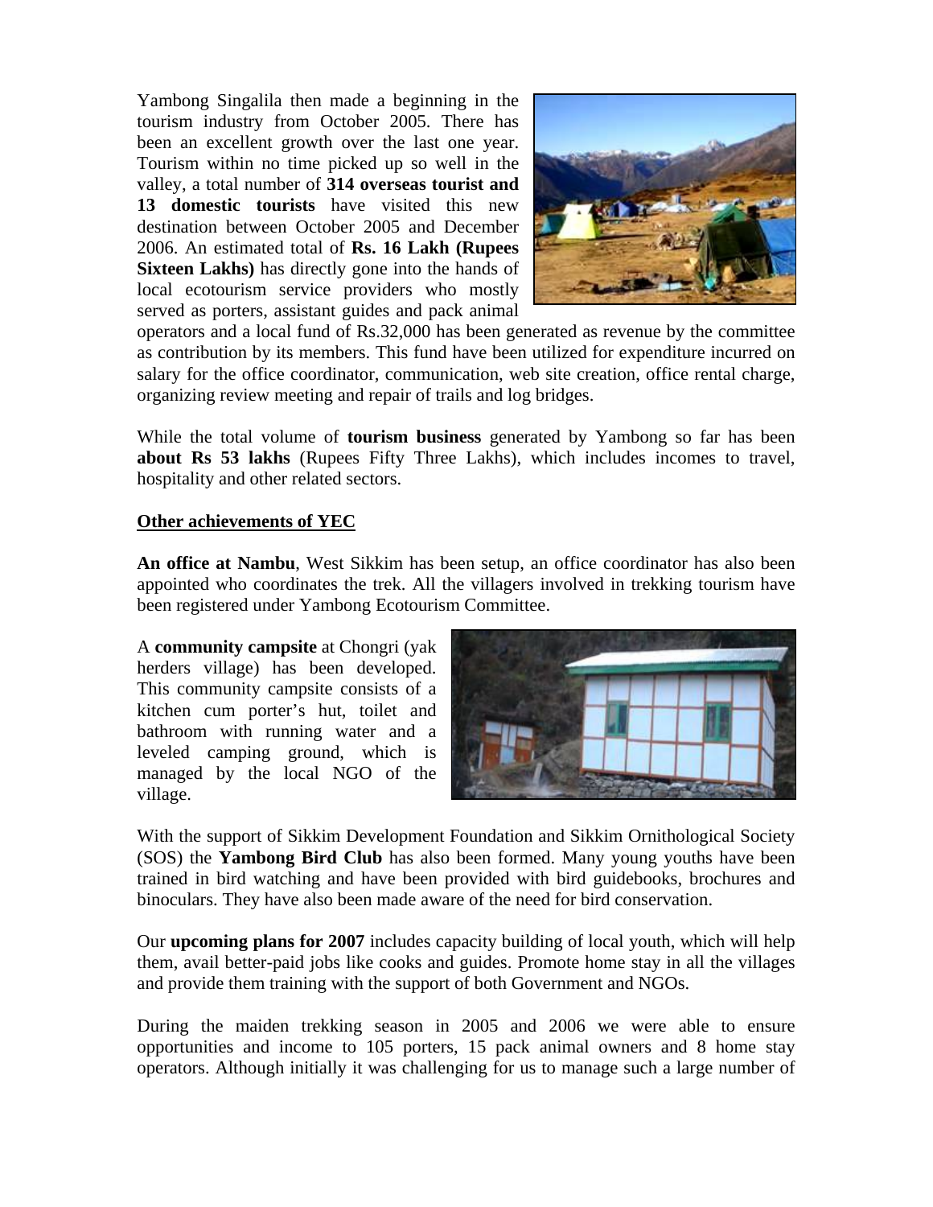Yambong Singalila then made a beginning in the tourism industry from October 2005. There has been an excellent growth over the last one year. Tourism within no time picked up so well in the valley, a total number of **314 overseas tourist and 13 domestic tourists** have visited this new destination between October 2005 and December 2006. An estimated total of **Rs. 16 Lakh (Rupees Sixteen Lakhs)** has directly gone into the hands of local ecotourism service providers who mostly served as porters, assistant guides and pack animal operators and a local fund of Rs.32,000 has been generated as revenue by the committee as contribution by its members. This fund have been utilized for expenditure incurred on salary for the office coordinator, communication, web site creation, office rental charge, organizing review meeting and repair of trails and log bridges.

While the total volume of **tourism business** generated by Yambong so far has been **about Rs 53 lakhs** (Rupees Fifty Three Lakhs), which includes incomes to travel, hospitality and other related sectors.

**<u>Other achievements of YEC</u>**

**An office at Nambu**, West Sikkim has been setup, an office coordinator has also been appointed who coordinates the trek. All the villagers involved in trekking tourism have been registered under Yambong Ecotourism Committee.

A **community campsite** at Chongri (yak herders village) has been developed. This community campsite consists of a kitchen cum porter's hut, toilet and bathroom with running water and a leveled camping ground, which is managed by the local NGO of the village.

With the support of Sikkim Development Foundation and Sikkim Ornithological Society (SOS) the **Yambong Bird Club** has also been formed. Many young youths have been trained in bird watching and have been provided with bird guidebooks, brochures and binoculars. They have also been made aware of the need for bird conservation.

Our **upcoming plans for 2007** includes capacity building of local youth, which will help them, avail better-paid jobs like cooks and guides. Promote home stay in all the villages and provide them training with the support of both Government and NGOs.

During the maiden trekking season in 2005 and 2006 we were able to ensure opportunities and income to 105 porters, 15 pack animal owners and 8 home stay operators. Although initially it was challenging for us to manage such a large number of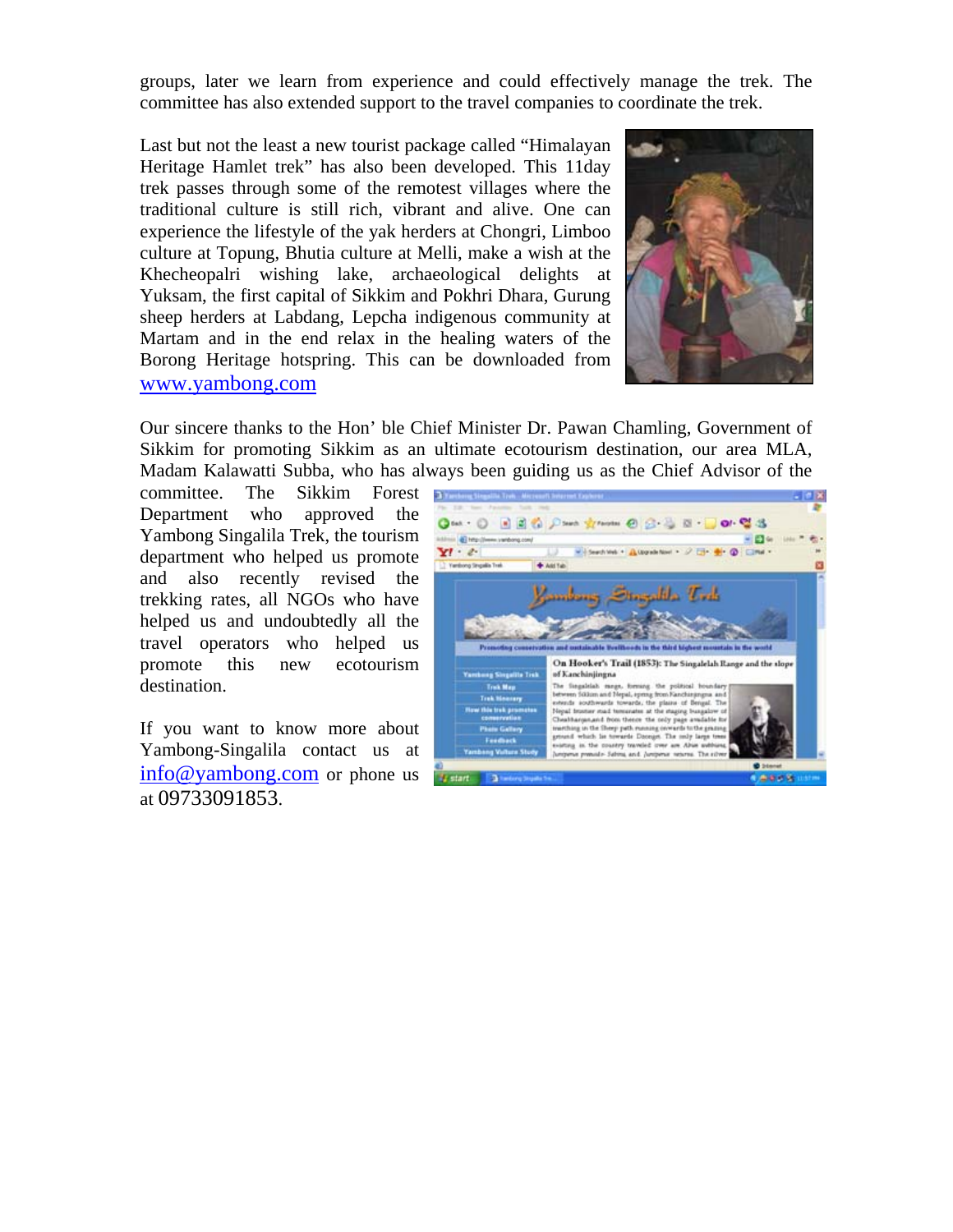groups, later we learn from experience and could effectively manage the trek. The committee has also extended support to the travel companies to coordinate the trek.

Last but not the least a new tourist package called "Himalayan Heritage Hamlet trek" has also been developed. This 11day trek passes through some of the remotest villages where the traditional culture is still rich, vibrant and alive. One can experience the lifestyle of the yak herders at Chongri, Limboo culture at Topung, Bhutia culture at Melli, make a wish at the Khecheopalri wishing lake, archaeological delights at Yuksam, the first capital of Sikkim and Pokhri Dhara, Gurung sheep herders at Labdang, Lepcha indigenous community at Martam and in the end relax in the healing waters of the Borong Heritage hotspring. This can be downloaded from www.yambong.com

Our sincere thanks to the Hon' ble Chief Minister Dr. Pawan Chamling, Government of Sikkim for promoting Sikkim as an ultimate ecotourism destination, our area MLA, Madam Kalawatti Subba, who has always been guiding us as the Chief Advisor of the committee. The Sikkim Forest Department who approved the Yambong Singalila Trek, the tourism department who helped us promote and also recently revised the trekking rates, all NGOs who have helped us and undoubtedly all the travel operators who helped us promote this new ecotourism destination.

If you want to know more about Yambong-Singalila contact us at info@yambong.com or phone us at 09733091853.